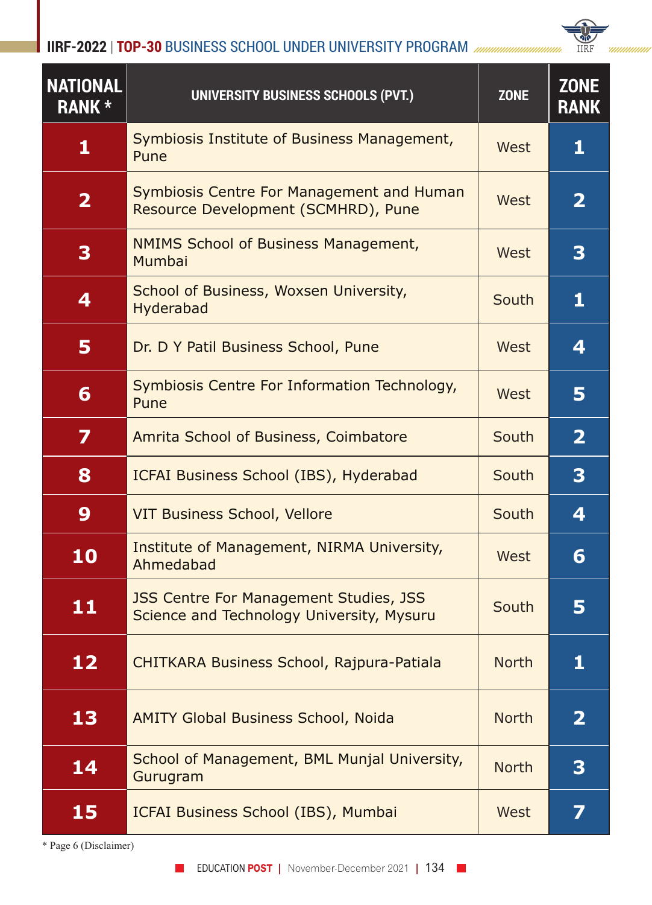## IIRF-2022 | TOP-30 BUSINESS SCHOOL UNDER UNIVERSITY PROGRAM

| NATIONAL RANK * | UNIVERSITY BUSINESS SCHOOLS (PVT.) | ZONE | ZONE RANK |
|---|---|---|---|
| 1 | Symbiosis Institute of Business Management, Pune | West | 1 |
| 2 | Symbiosis Centre For Management and Human Resource Development (SCMHRD), Pune | West | 2 |
| 3 | NMIMS School of Business Management, Mumbai | West | 3 |
| 4 | School of Business, Woxsen University, Hyderabad | South | 1 |
| 5 | Dr. D Y Patil Business School, Pune | West | 4 |
| 6 | Symbiosis Centre For Information Technology, Pune | West | 5 |
| 7 | Amrita School of Business, Coimbatore | South | 2 |
| 8 | ICFAI Business School (IBS), Hyderabad | South | 3 |
| 9 | VIT Business School, Vellore | South | 4 |
| 10 | Institute of Management, NIRMA University, Ahmedabad | West | 6 |
| 11 | JSS Centre For Management Studies, JSS Science and Technology University, Mysuru | South | 5 |
| 12 | CHITKARA Business School, Rajpura-Patiala | North | 1 |
| 13 | AMITY Global Business School, Noida | North | 2 |
| 14 | School of Management, BML Munjal University, Gurugram | North | 3 |
| 15 | ICFAI Business School (IBS), Mumbai | West | 7 |

* Page 6 (Disclaimer)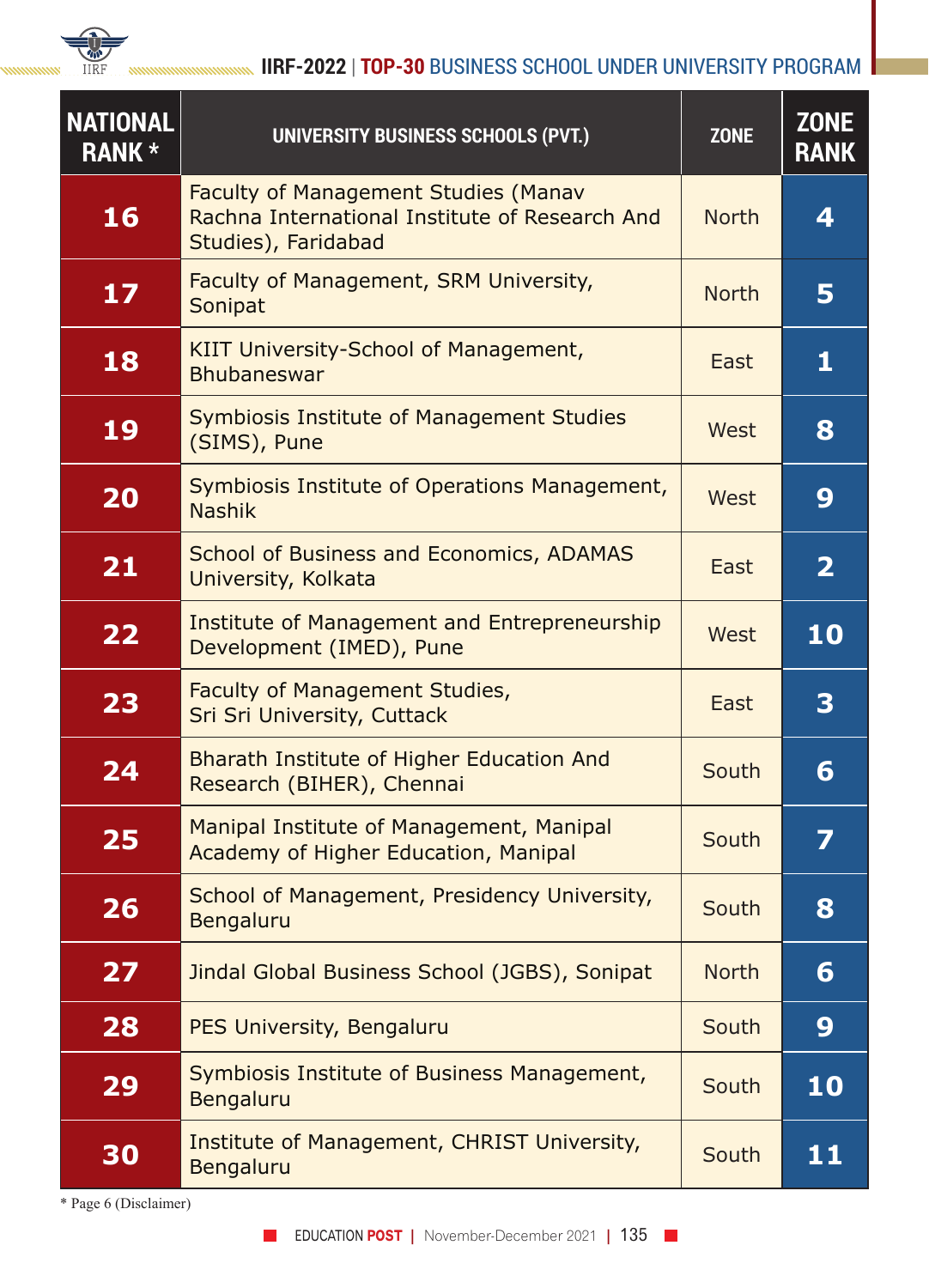## IIRF-2022 | TOP-30 BUSINESS SCHOOL UNDER UNIVERSITY PROGRAM

| NATIONAL RANK * | UNIVERSITY BUSINESS SCHOOLS (PVT.) | ZONE | ZONE RANK |
|---|---|---|---|
| 16 | Faculty of Management Studies (Manav Rachna International Institute of Research And Studies), Faridabad | North | 4 |
| 17 | Faculty of Management, SRM University, Sonipat | North | 5 |
| 18 | KIIT University-School of Management, Bhubaneswar | East | 1 |
| 19 | Symbiosis Institute of Management Studies (SIMS), Pune | West | 8 |
| 20 | Symbiosis Institute of Operations Management, Nashik | West | 9 |
| 21 | School of Business and Economics, ADAMAS University, Kolkata | East | 2 |
| 22 | Institute of Management and Entrepreneurship Development (IMED), Pune | West | 10 |
| 23 | Faculty of Management Studies, Sri Sri University, Cuttack | East | 3 |
| 24 | Bharath Institute of Higher Education And Research (BIHER), Chennai | South | 6 |
| 25 | Manipal Institute of Management, Manipal Academy of Higher Education, Manipal | South | 7 |
| 26 | School of Management, Presidency University, Bengaluru | South | 8 |
| 27 | Jindal Global Business School (JGBS), Sonipat | North | 6 |
| 28 | PES University, Bengaluru | South | 9 |
| 29 | Symbiosis Institute of Business Management, Bengaluru | South | 10 |
| 30 | Institute of Management, CHRIST University, Bengaluru | South | 11 |

* Page 6 (Disclaimer)